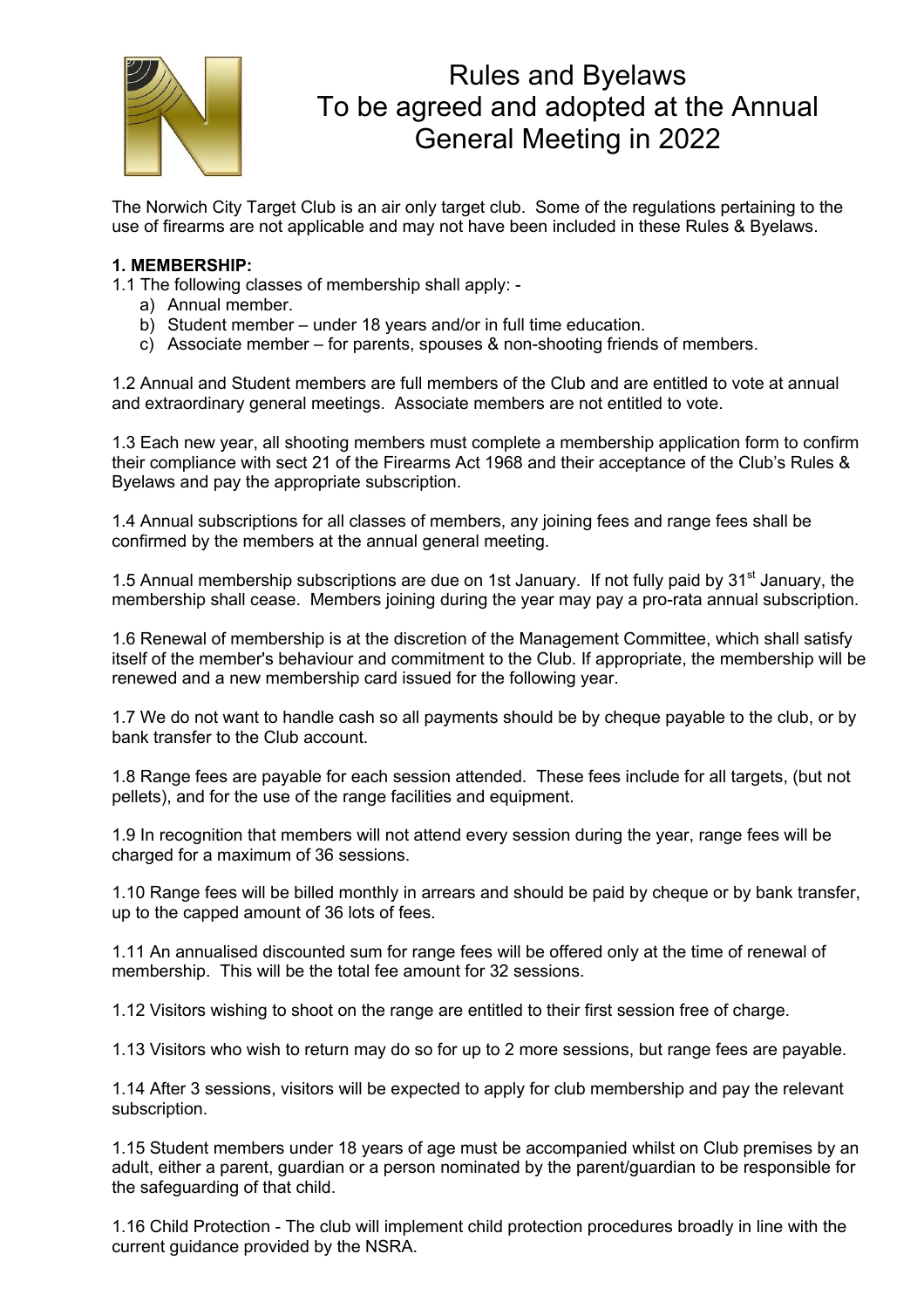# Rules and Byelaws
# To be agreed and adopted at the Annual General Meeting in 2022

The Norwich City Target Club is an air only target club. Some of the regulations pertaining to the use of firearms are not applicable and may not have been included in these Rules & Byelaws.

**1. MEMBERSHIP:**

1.1 The following classes of membership shall apply: -

a) Annual member.
b) Student member – under 18 years and/or in full time education.
c) Associate member – for parents, spouses & non-shooting friends of members.

1.2 Annual and Student members are full members of the Club and are entitled to vote at annual and extraordinary general meetings. Associate members are not entitled to vote.

1.3 Each new year, all shooting members must complete a membership application form to confirm their compliance with sect 21 of the Firearms Act 1968 and their acceptance of the Club's Rules & Byelaws and pay the appropriate subscription.

1.4 Annual subscriptions for all classes of members, any joining fees and range fees shall be confirmed by the members at the annual general meeting.

1.5 Annual membership subscriptions are due on 1st January. If not fully paid by 31st January, the membership shall cease. Members joining during the year may pay a pro-rata annual subscription.

1.6 Renewal of membership is at the discretion of the Management Committee, which shall satisfy itself of the member's behaviour and commitment to the Club. If appropriate, the membership will be renewed and a new membership card issued for the following year.

1.7 We do not want to handle cash so all payments should be by cheque payable to the club, or by bank transfer to the Club account.

1.8 Range fees are payable for each session attended. These fees include for all targets, (but not pellets), and for the use of the range facilities and equipment.

1.9 In recognition that members will not attend every session during the year, range fees will be charged for a maximum of 36 sessions.

1.10 Range fees will be billed monthly in arrears and should be paid by cheque or by bank transfer, up to the capped amount of 36 lots of fees.

1.11 An annualised discounted sum for range fees will be offered only at the time of renewal of membership. This will be the total fee amount for 32 sessions.

1.12 Visitors wishing to shoot on the range are entitled to their first session free of charge.

1.13 Visitors who wish to return may do so for up to 2 more sessions, but range fees are payable.

1.14 After 3 sessions, visitors will be expected to apply for club membership and pay the relevant subscription.

1.15 Student members under 18 years of age must be accompanied whilst on Club premises by an adult, either a parent, guardian or a person nominated by the parent/guardian to be responsible for the safeguarding of that child.

1.16 Child Protection - The club will implement child protection procedures broadly in line with the current guidance provided by the NSRA.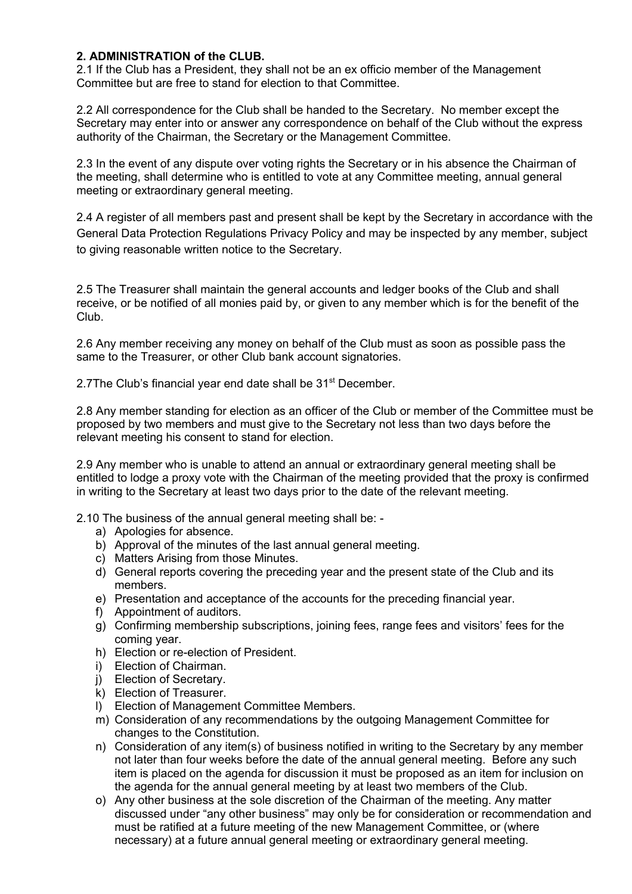## 2. ADMINISTRATION of the CLUB.

2.1 If the Club has a President, they shall not be an ex officio member of the Management Committee but are free to stand for election to that Committee.

2.2 All correspondence for the Club shall be handed to the Secretary. No member except the Secretary may enter into or answer any correspondence on behalf of the Club without the express authority of the Chairman, the Secretary or the Management Committee.

2.3 In the event of any dispute over voting rights the Secretary or in his absence the Chairman of the meeting, shall determine who is entitled to vote at any Committee meeting, annual general meeting or extraordinary general meeting.

2.4 A register of all members past and present shall be kept by the Secretary in accordance with the General Data Protection Regulations Privacy Policy and may be inspected by any member, subject to giving reasonable written notice to the Secretary.

2.5 The Treasurer shall maintain the general accounts and ledger books of the Club and shall receive, or be notified of all monies paid by, or given to any member which is for the benefit of the Club.

2.6 Any member receiving any money on behalf of the Club must as soon as possible pass the same to the Treasurer, or other Club bank account signatories.

2.7The Club's financial year end date shall be 31st December.

2.8 Any member standing for election as an officer of the Club or member of the Committee must be proposed by two members and must give to the Secretary not less than two days before the relevant meeting his consent to stand for election.

2.9 Any member who is unable to attend an annual or extraordinary general meeting shall be entitled to lodge a proxy vote with the Chairman of the meeting provided that the proxy is confirmed in writing to the Secretary at least two days prior to the date of the relevant meeting.

2.10 The business of the annual general meeting shall be: -

a) Apologies for absence.
b) Approval of the minutes of the last annual general meeting.
c) Matters Arising from those Minutes.
d) General reports covering the preceding year and the present state of the Club and its members.
e) Presentation and acceptance of the accounts for the preceding financial year.
f) Appointment of auditors.
g) Confirming membership subscriptions, joining fees, range fees and visitors' fees for the coming year.
h) Election or re-election of President.
i) Election of Chairman.
j) Election of Secretary.
k) Election of Treasurer.
l) Election of Management Committee Members.
m) Consideration of any recommendations by the outgoing Management Committee for changes to the Constitution.
n) Consideration of any item(s) of business notified in writing to the Secretary by any member not later than four weeks before the date of the annual general meeting. Before any such item is placed on the agenda for discussion it must be proposed as an item for inclusion on the agenda for the annual general meeting by at least two members of the Club.
o) Any other business at the sole discretion of the Chairman of the meeting. Any matter discussed under "any other business" may only be for consideration or recommendation and must be ratified at a future meeting of the new Management Committee, or (where necessary) at a future annual general meeting or extraordinary general meeting.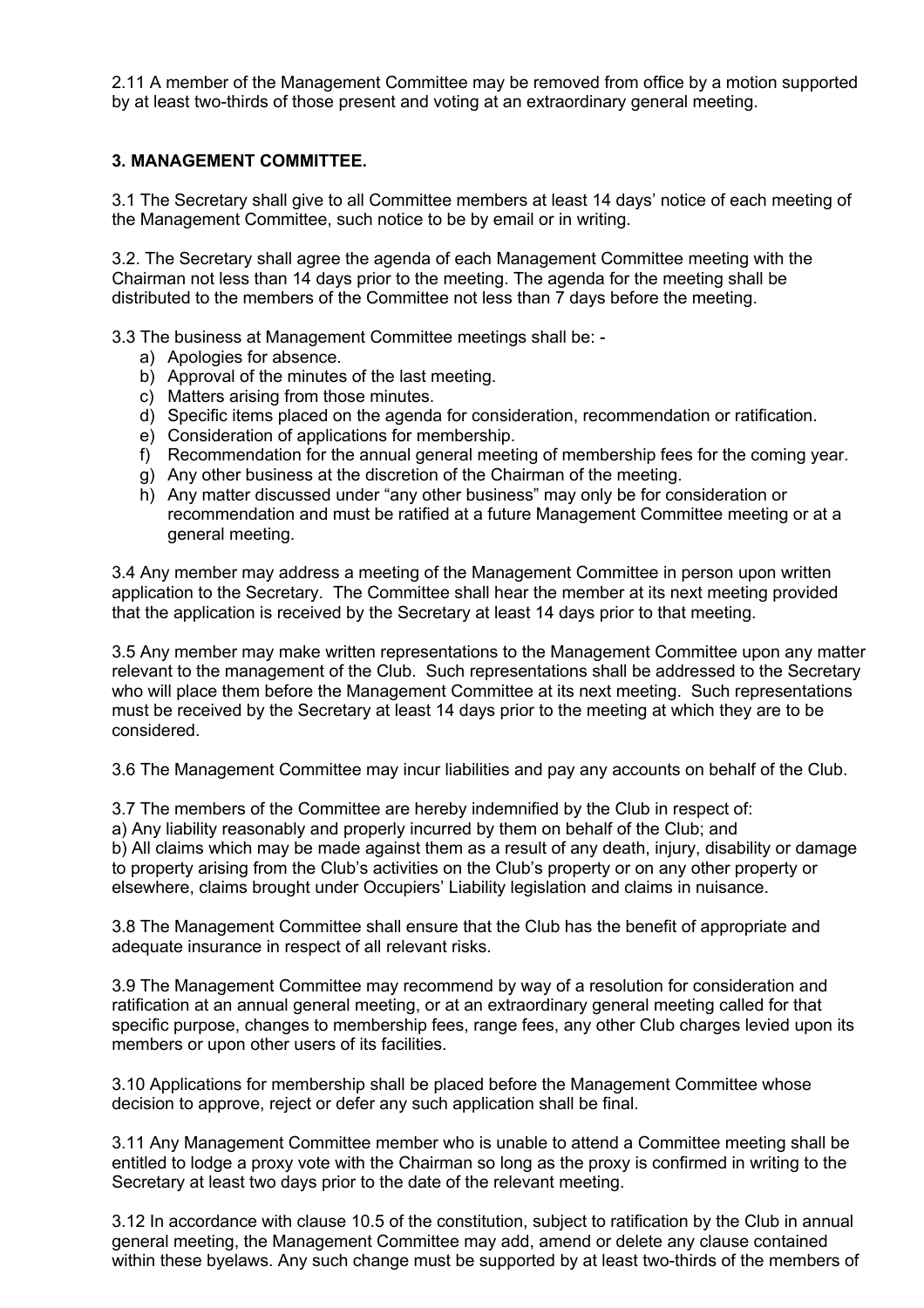2.11 A member of the Management Committee may be removed from office by a motion supported by at least two-thirds of those present and voting at an extraordinary general meeting.

**3. MANAGEMENT COMMITTEE.**

3.1 The Secretary shall give to all Committee members at least 14 days' notice of each meeting of the Management Committee, such notice to be by email or in writing.

3.2. The Secretary shall agree the agenda of each Management Committee meeting with the Chairman not less than 14 days prior to the meeting. The agenda for the meeting shall be distributed to the members of the Committee not less than 7 days before the meeting.

3.3 The business at Management Committee meetings shall be: -

a) Apologies for absence.
b) Approval of the minutes of the last meeting.
c) Matters arising from those minutes.
d) Specific items placed on the agenda for consideration, recommendation or ratification.
e) Consideration of applications for membership.
f) Recommendation for the annual general meeting of membership fees for the coming year.
g) Any other business at the discretion of the Chairman of the meeting.
h) Any matter discussed under "any other business" may only be for consideration or recommendation and must be ratified at a future Management Committee meeting or at a general meeting.

3.4 Any member may address a meeting of the Management Committee in person upon written application to the Secretary. The Committee shall hear the member at its next meeting provided that the application is received by the Secretary at least 14 days prior to that meeting.

3.5 Any member may make written representations to the Management Committee upon any matter relevant to the management of the Club. Such representations shall be addressed to the Secretary who will place them before the Management Committee at its next meeting. Such representations must be received by the Secretary at least 14 days prior to the meeting at which they are to be considered.

3.6 The Management Committee may incur liabilities and pay any accounts on behalf of the Club.

3.7 The members of the Committee are hereby indemnified by the Club in respect of:
a) Any liability reasonably and properly incurred by them on behalf of the Club; and
b) All claims which may be made against them as a result of any death, injury, disability or damage to property arising from the Club's activities on the Club's property or on any other property or elsewhere, claims brought under Occupiers' Liability legislation and claims in nuisance.

3.8 The Management Committee shall ensure that the Club has the benefit of appropriate and adequate insurance in respect of all relevant risks.

3.9 The Management Committee may recommend by way of a resolution for consideration and ratification at an annual general meeting, or at an extraordinary general meeting called for that specific purpose, changes to membership fees, range fees, any other Club charges levied upon its members or upon other users of its facilities.

3.10 Applications for membership shall be placed before the Management Committee whose decision to approve, reject or defer any such application shall be final.

3.11 Any Management Committee member who is unable to attend a Committee meeting shall be entitled to lodge a proxy vote with the Chairman so long as the proxy is confirmed in writing to the Secretary at least two days prior to the date of the relevant meeting.

3.12 In accordance with clause 10.5 of the constitution, subject to ratification by the Club in annual general meeting, the Management Committee may add, amend or delete any clause contained within these byelaws. Any such change must be supported by at least two-thirds of the members of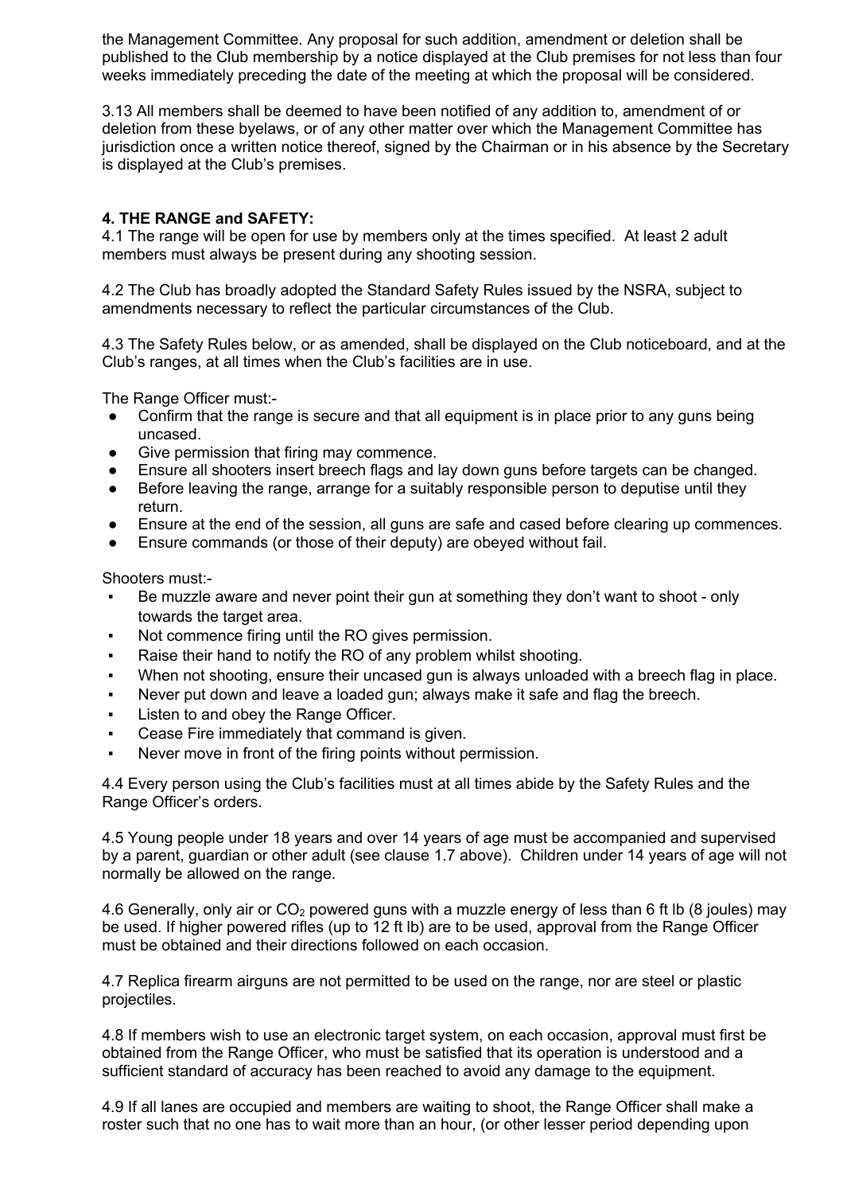the Management Committee. Any proposal for such addition, amendment or deletion shall be published to the Club membership by a notice displayed at the Club premises for not less than four weeks immediately preceding the date of the meeting at which the proposal will be considered.

3.13 All members shall be deemed to have been notified of any addition to, amendment of or deletion from these byelaws, or of any other matter over which the Management Committee has jurisdiction once a written notice thereof, signed by the Chairman or in his absence by the Secretary is displayed at the Club's premises.

**4. THE RANGE and SAFETY:**

4.1 The range will be open for use by members only at the times specified. At least 2 adult members must always be present during any shooting session.

4.2 The Club has broadly adopted the Standard Safety Rules issued by the NSRA, subject to amendments necessary to reflect the particular circumstances of the Club.

4.3 The Safety Rules below, or as amended, shall be displayed on the Club noticeboard, and at the Club's ranges, at all times when the Club's facilities are in use.

The Range Officer must:-

- Confirm that the range is secure and that all equipment is in place prior to any guns being uncased.
- Give permission that firing may commence.
- Ensure all shooters insert breech flags and lay down guns before targets can be changed.
- Before leaving the range, arrange for a suitably responsible person to deputise until they return.
- Ensure at the end of the session, all guns are safe and cased before clearing up commences.
- Ensure commands (or those of their deputy) are obeyed without fail.

Shooters must:-

- Be muzzle aware and never point their gun at something they don't want to shoot - only towards the target area.
- Not commence firing until the RO gives permission.
- Raise their hand to notify the RO of any problem whilst shooting.
- When not shooting, ensure their uncased gun is always unloaded with a breech flag in place.
- Never put down and leave a loaded gun; always make it safe and flag the breech.
- Listen to and obey the Range Officer.
- Cease Fire immediately that command is given.
- Never move in front of the firing points without permission.

4.4 Every person using the Club's facilities must at all times abide by the Safety Rules and the Range Officer's orders.

4.5 Young people under 18 years and over 14 years of age must be accompanied and supervised by a parent, guardian or other adult (see clause 1.7 above). Children under 14 years of age will not normally be allowed on the range.

4.6 Generally, only air or $CO_2$ powered guns with a muzzle energy of less than 6 ft lb (8 joules) may be used. If higher powered rifles (up to 12 ft lb) are to be used, approval from the Range Officer must be obtained and their directions followed on each occasion.

4.7 Replica firearm airguns are not permitted to be used on the range, nor are steel or plastic projectiles.

4.8 If members wish to use an electronic target system, on each occasion, approval must first be obtained from the Range Officer, who must be satisfied that its operation is understood and a sufficient standard of accuracy has been reached to avoid any damage to the equipment.

4.9 If all lanes are occupied and members are waiting to shoot, the Range Officer shall make a roster such that no one has to wait more than an hour, (or other lesser period depending upon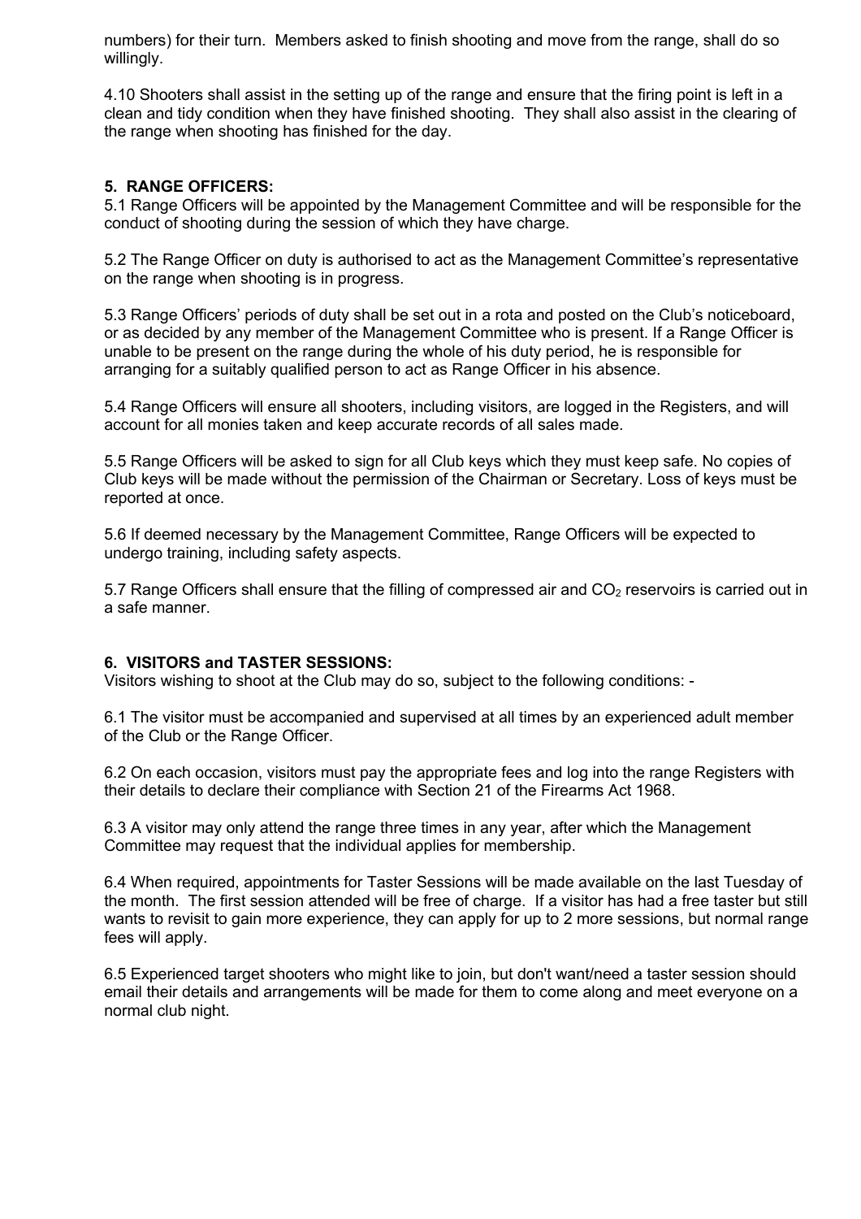numbers) for their turn. Members asked to finish shooting and move from the range, shall do so willingly.

4.10 Shooters shall assist in the setting up of the range and ensure that the firing point is left in a clean and tidy condition when they have finished shooting. They shall also assist in the clearing of the range when shooting has finished for the day.

## 5. RANGE OFFICERS:

5.1 Range Officers will be appointed by the Management Committee and will be responsible for the conduct of shooting during the session of which they have charge.

5.2 The Range Officer on duty is authorised to act as the Management Committee's representative on the range when shooting is in progress.

5.3 Range Officers' periods of duty shall be set out in a rota and posted on the Club's noticeboard, or as decided by any member of the Management Committee who is present. If a Range Officer is unable to be present on the range during the whole of his duty period, he is responsible for arranging for a suitably qualified person to act as Range Officer in his absence.

5.4 Range Officers will ensure all shooters, including visitors, are logged in the Registers, and will account for all monies taken and keep accurate records of all sales made.

5.5 Range Officers will be asked to sign for all Club keys which they must keep safe. No copies of Club keys will be made without the permission of the Chairman or Secretary. Loss of keys must be reported at once.

5.6 If deemed necessary by the Management Committee, Range Officers will be expected to undergo training, including safety aspects.

5.7 Range Officers shall ensure that the filling of compressed air and $CO_2$ reservoirs is carried out in a safe manner.

## 6. VISITORS and TASTER SESSIONS:

Visitors wishing to shoot at the Club may do so, subject to the following conditions: -

6.1 The visitor must be accompanied and supervised at all times by an experienced adult member of the Club or the Range Officer.

6.2 On each occasion, visitors must pay the appropriate fees and log into the range Registers with their details to declare their compliance with Section 21 of the Firearms Act 1968.

6.3 A visitor may only attend the range three times in any year, after which the Management Committee may request that the individual applies for membership.

6.4 When required, appointments for Taster Sessions will be made available on the last Tuesday of the month. The first session attended will be free of charge. If a visitor has had a free taster but still wants to revisit to gain more experience, they can apply for up to 2 more sessions, but normal range fees will apply.

6.5 Experienced target shooters who might like to join, but don't want/need a taster session should email their details and arrangements will be made for them to come along and meet everyone on a normal club night.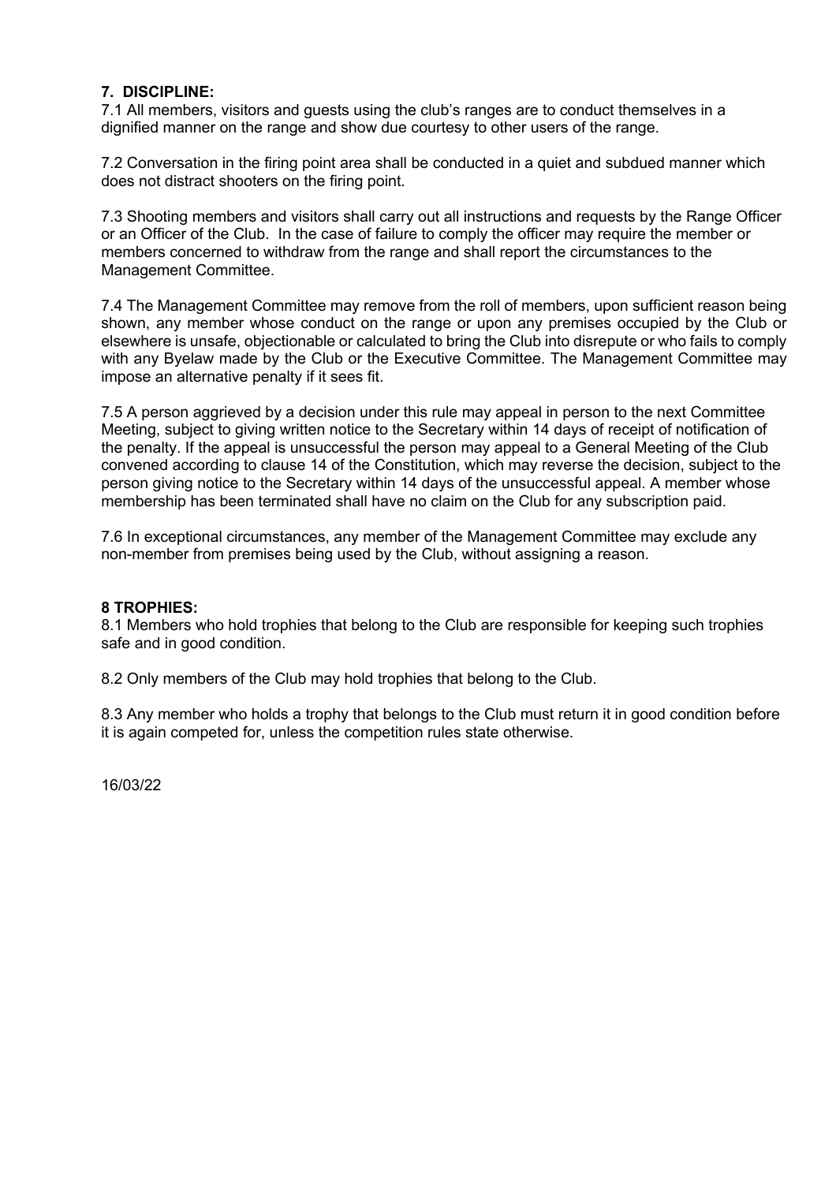## 7. DISCIPLINE:

7.1 All members, visitors and guests using the club's ranges are to conduct themselves in a dignified manner on the range and show due courtesy to other users of the range.

7.2 Conversation in the firing point area shall be conducted in a quiet and subdued manner which does not distract shooters on the firing point.

7.3 Shooting members and visitors shall carry out all instructions and requests by the Range Officer or an Officer of the Club. In the case of failure to comply the officer may require the member or members concerned to withdraw from the range and shall report the circumstances to the Management Committee.

7.4 The Management Committee may remove from the roll of members, upon sufficient reason being shown, any member whose conduct on the range or upon any premises occupied by the Club or elsewhere is unsafe, objectionable or calculated to bring the Club into disrepute or who fails to comply with any Byelaw made by the Club or the Executive Committee. The Management Committee may impose an alternative penalty if it sees fit.

7.5 A person aggrieved by a decision under this rule may appeal in person to the next Committee Meeting, subject to giving written notice to the Secretary within 14 days of receipt of notification of the penalty. If the appeal is unsuccessful the person may appeal to a General Meeting of the Club convened according to clause 14 of the Constitution, which may reverse the decision, subject to the person giving notice to the Secretary within 14 days of the unsuccessful appeal. A member whose membership has been terminated shall have no claim on the Club for any subscription paid.

7.6 In exceptional circumstances, any member of the Management Committee may exclude any non-member from premises being used by the Club, without assigning a reason.

## 8 TROPHIES:

8.1 Members who hold trophies that belong to the Club are responsible for keeping such trophies safe and in good condition.

8.2 Only members of the Club may hold trophies that belong to the Club.

8.3 Any member who holds a trophy that belongs to the Club must return it in good condition before it is again competed for, unless the competition rules state otherwise.

16/03/22